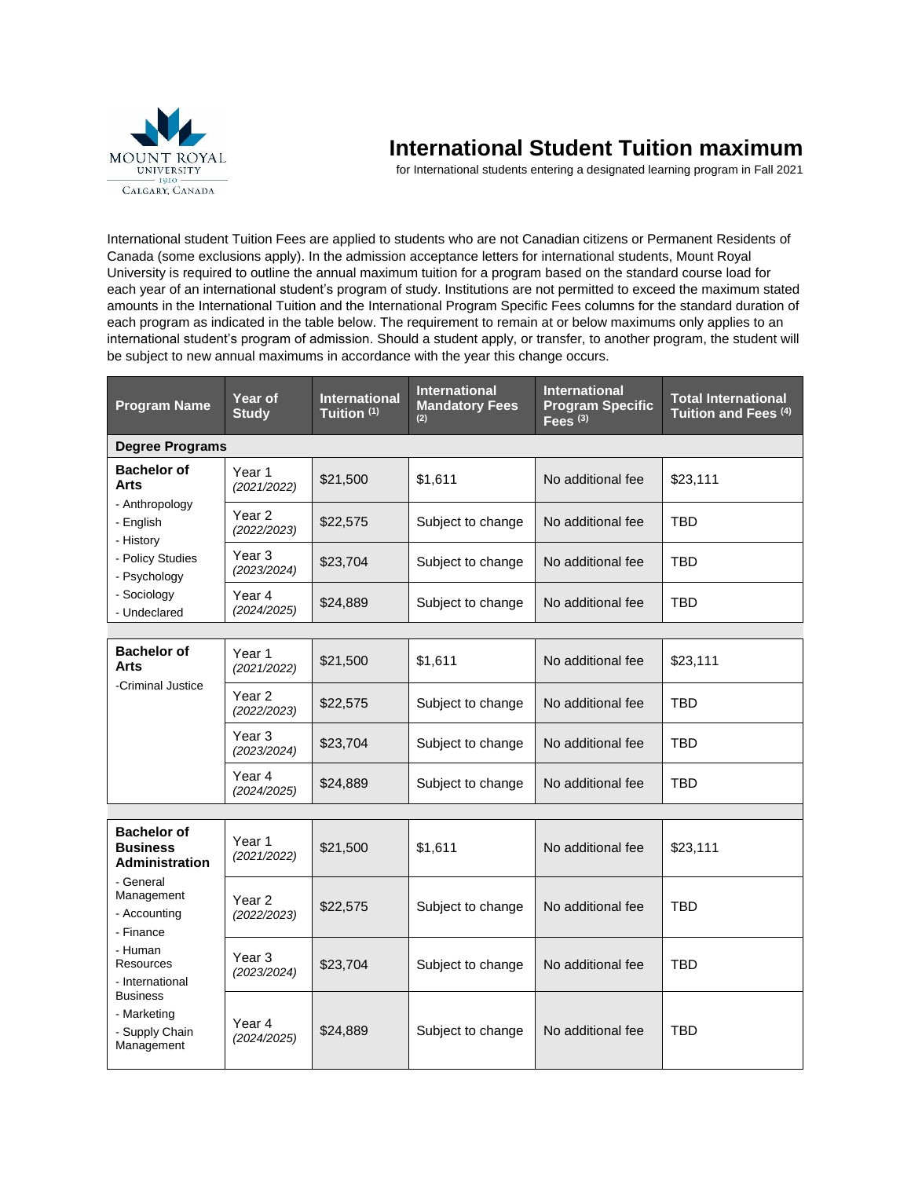# International Student Tuition maximum

for International students entering a designated learning program in Fall 2021

International student Tuition Fees are applied to students who are not Canadian citizens or Permanent Residents of Canada (some exclusions apply). In the admission acceptance letters for international students, Mount Royal University is required to outline the annual maximum tuition for a program based on the standard course load for each year of an international student's program of study. Institutions are not permitted to exceed the maximum stated amounts in the International Tuition and the International Program Specific Fees columns for the standard duration of each program as indicated in the table below. The requirement to remain at or below maximums only applies to an international student's program of admission. Should a student apply, or transfer, to another program, the student will be subject to new annual maximums in accordance with the year this change occurs.

| Program Name | Year of Study | International Tuition (1) | International Mandatory Fees (2) | International Program Specific Fees (3) | Total International Tuition and Fees (4) |
|---|---|---|---|---|---|
| **Degree Programs** | | | | | |
| **Bachelor of Arts** - Anthropology - English - History - Policy Studies - Psychology - Sociology - Undeclared | Year 1 *(2021/2022)* | $21,500 | $1,611 | No additional fee | $23,111 |
| | Year 2 *(2022/2023)* | $22,575 | Subject to change | No additional fee | TBD |
| | Year 3 *(2023/2024)* | $23,704 | Subject to change | No additional fee | TBD |
| | Year 4 *(2024/2025)* | $24,889 | Subject to change | No additional fee | TBD |
| **Bachelor of Arts** -Criminal Justice | Year 1 *(2021/2022)* | $21,500 | $1,611 | No additional fee | $23,111 |
| | Year 2 *(2022/2023)* | $22,575 | Subject to change | No additional fee | TBD |
| | Year 3 *(2023/2024)* | $23,704 | Subject to change | No additional fee | TBD |
| | Year 4 *(2024/2025)* | $24,889 | Subject to change | No additional fee | TBD |
| **Bachelor of Business Administration** - General Management - Accounting - Finance - Human Resources - International Business - Marketing - Supply Chain Management | Year 1 *(2021/2022)* | $21,500 | $1,611 | No additional fee | $23,111 |
| | Year 2 *(2022/2023)* | $22,575 | Subject to change | No additional fee | TBD |
| | Year 3 *(2023/2024)* | $23,704 | Subject to change | No additional fee | TBD |
| | Year 4 *(2024/2025)* | $24,889 | Subject to change | No additional fee | TBD |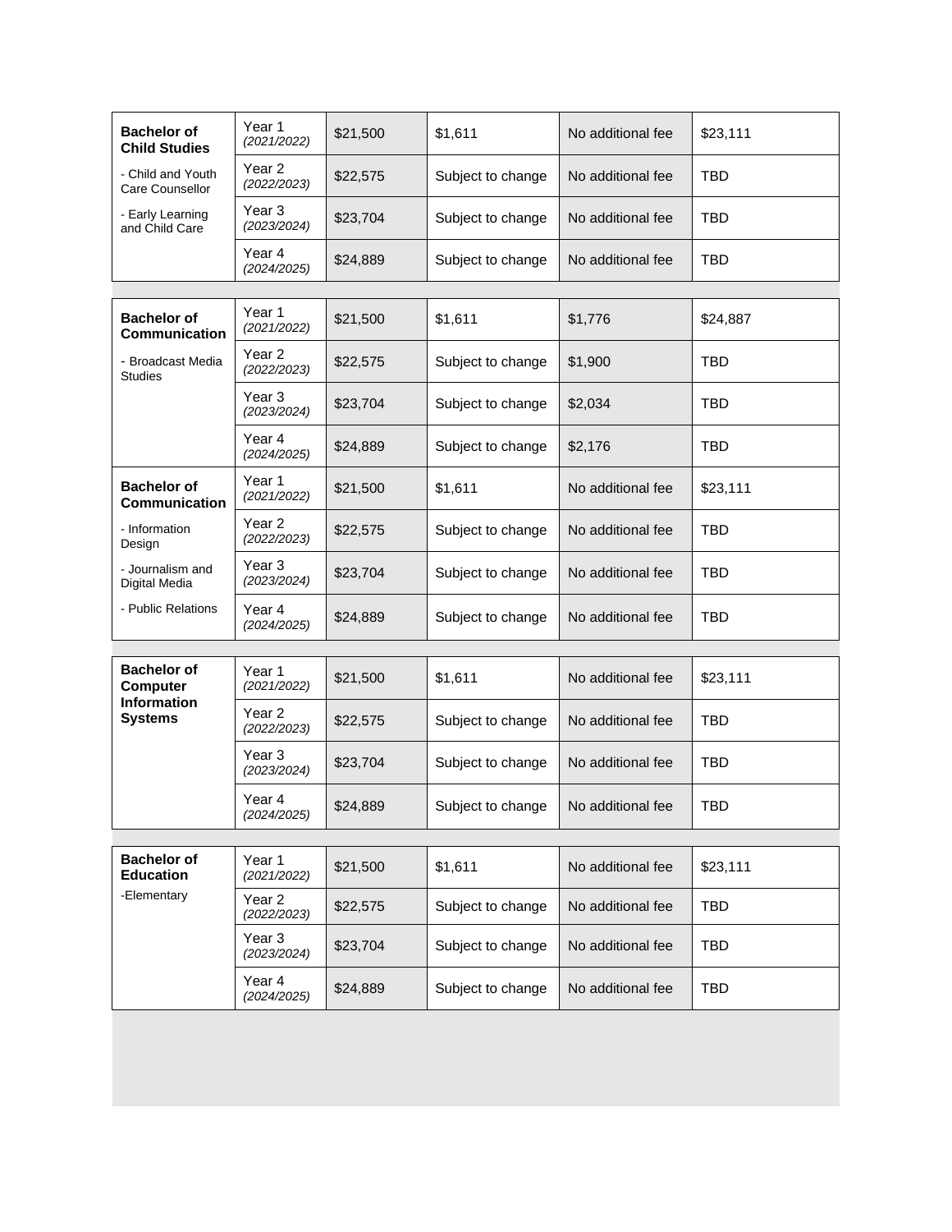| Program | Year | Tuition | Fee | Additional Fee | Total |
|---|---|---|---|---|---|
| **Bachelor of Child Studies** | Year 1 *(2021/2022)* | $21,500 | $1,611 | No additional fee | $23,111 |
| - Child and Youth Care Counsellor | Year 2 *(2022/2023)* | $22,575 | Subject to change | No additional fee | TBD |
| - Early Learning and Child Care | Year 3 *(2023/2024)* | $23,704 | Subject to change | No additional fee | TBD |
| | Year 4 *(2024/2025)* | $24,889 | Subject to change | No additional fee | TBD |
| **Bachelor of Communication** | Year 1 *(2021/2022)* | $21,500 | $1,611 | $1,776 | $24,887 |
| - Broadcast Media Studies | Year 2 *(2022/2023)* | $22,575 | Subject to change | $1,900 | TBD |
| | Year 3 *(2023/2024)* | $23,704 | Subject to change | $2,034 | TBD |
| | Year 4 *(2024/2025)* | $24,889 | Subject to change | $2,176 | TBD |
| **Bachelor of Communication** | Year 1 *(2021/2022)* | $21,500 | $1,611 | No additional fee | $23,111 |
| - Information Design | Year 2 *(2022/2023)* | $22,575 | Subject to change | No additional fee | TBD |
| - Journalism and Digital Media | Year 3 *(2023/2024)* | $23,704 | Subject to change | No additional fee | TBD |
| - Public Relations | Year 4 *(2024/2025)* | $24,889 | Subject to change | No additional fee | TBD |
| **Bachelor of Computer Information Systems** | Year 1 *(2021/2022)* | $21,500 | $1,611 | No additional fee | $23,111 |
| | Year 2 *(2022/2023)* | $22,575 | Subject to change | No additional fee | TBD |
| | Year 3 *(2023/2024)* | $23,704 | Subject to change | No additional fee | TBD |
| | Year 4 *(2024/2025)* | $24,889 | Subject to change | No additional fee | TBD |
| **Bachelor of Education** | Year 1 *(2021/2022)* | $21,500 | $1,611 | No additional fee | $23,111 |
| -Elementary | Year 2 *(2022/2023)* | $22,575 | Subject to change | No additional fee | TBD |
| | Year 3 *(2023/2024)* | $23,704 | Subject to change | No additional fee | TBD |
| | Year 4 *(2024/2025)* | $24,889 | Subject to change | No additional fee | TBD |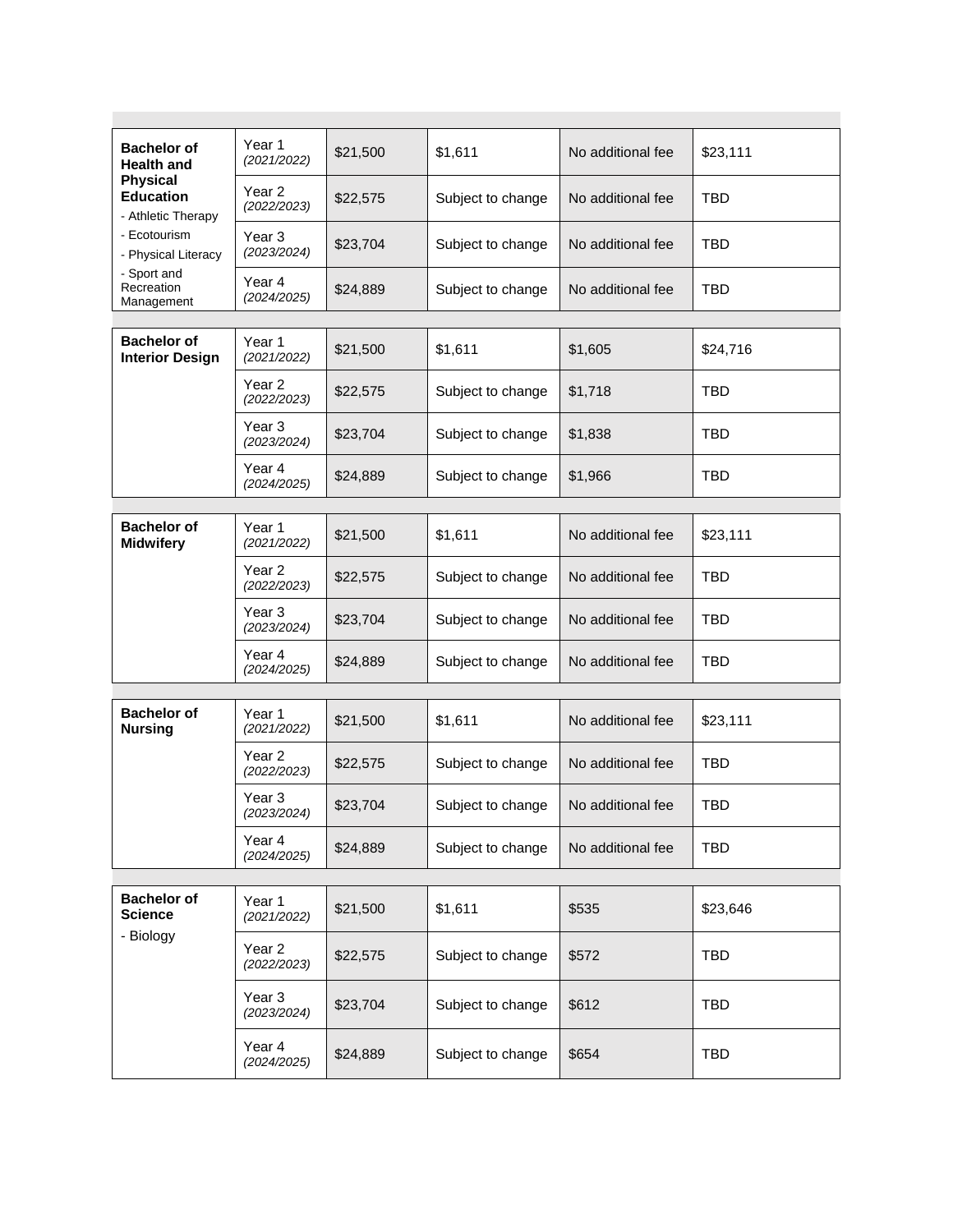| | | | | | |
|---|---|---|---|---|---|
| **Bachelor of Health and Physical Education**<br>- Athletic Therapy<br>- Ecotourism<br>- Physical Literacy<br>- Sport and Recreation Management | Year 1 *(2021/2022)* | $21,500 | $1,611 | No additional fee | $23,111 |
| | Year 2 *(2022/2023)* | $22,575 | Subject to change | No additional fee | TBD |
| | Year 3 *(2023/2024)* | $23,704 | Subject to change | No additional fee | TBD |
| | Year 4 *(2024/2025)* | $24,889 | Subject to change | No additional fee | TBD |
| **Bachelor of Interior Design** | Year 1 *(2021/2022)* | $21,500 | $1,611 | $1,605 | $24,716 |
| | Year 2 *(2022/2023)* | $22,575 | Subject to change | $1,718 | TBD |
| | Year 3 *(2023/2024)* | $23,704 | Subject to change | $1,838 | TBD |
| | Year 4 *(2024/2025)* | $24,889 | Subject to change | $1,966 | TBD |
| **Bachelor of Midwifery** | Year 1 *(2021/2022)* | $21,500 | $1,611 | No additional fee | $23,111 |
| | Year 2 *(2022/2023)* | $22,575 | Subject to change | No additional fee | TBD |
| | Year 3 *(2023/2024)* | $23,704 | Subject to change | No additional fee | TBD |
| | Year 4 *(2024/2025)* | $24,889 | Subject to change | No additional fee | TBD |
| **Bachelor of Nursing** | Year 1 *(2021/2022)* | $21,500 | $1,611 | No additional fee | $23,111 |
| | Year 2 *(2022/2023)* | $22,575 | Subject to change | No additional fee | TBD |
| | Year 3 *(2023/2024)* | $23,704 | Subject to change | No additional fee | TBD |
| | Year 4 *(2024/2025)* | $24,889 | Subject to change | No additional fee | TBD |
| **Bachelor of Science**<br>- Biology | Year 1 *(2021/2022)* | $21,500 | $1,611 | $535 | $23,646 |
| | Year 2 *(2022/2023)* | $22,575 | Subject to change | $572 | TBD |
| | Year 3 *(2023/2024)* | $23,704 | Subject to change | $612 | TBD |
| | Year 4 *(2024/2025)* | $24,889 | Subject to change | $654 | TBD |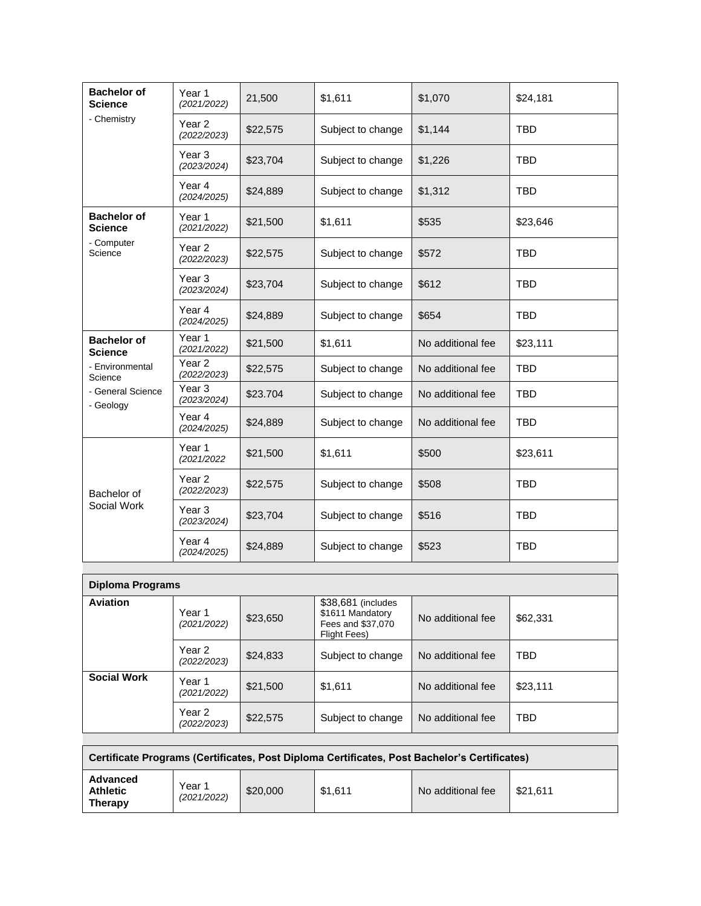| | | | | | |
|---|---|---|---|---|---|
| **Bachelor of Science**<br>- Chemistry | Year 1 *(2021/2022)* | 21,500 | $1,611 | $1,070 | $24,181 |
| | Year 2 *(2022/2023)* | $22,575 | Subject to change | $1,144 | TBD |
| | Year 3 *(2023/2024)* | $23,704 | Subject to change | $1,226 | TBD |
| | Year 4 *(2024/2025)* | $24,889 | Subject to change | $1,312 | TBD |
| **Bachelor of Science**<br>- Computer Science | Year 1 *(2021/2022)* | $21,500 | $1,611 | $535 | $23,646 |
| | Year 2 *(2022/2023)* | $22,575 | Subject to change | $572 | TBD |
| | Year 3 *(2023/2024)* | $23,704 | Subject to change | $612 | TBD |
| | Year 4 *(2024/2025)* | $24,889 | Subject to change | $654 | TBD |
| **Bachelor of Science**<br>- Environmental Science<br>- General Science<br>- Geology | Year 1 *(2021/2022)* | $21,500 | $1,611 | No additional fee | $23,111 |
| | Year 2 *(2022/2023)* | $22,575 | Subject to change | No additional fee | TBD |
| | Year 3 *(2023/2024)* | $23.704 | Subject to change | No additional fee | TBD |
| | Year 4 *(2024/2025)* | $24,889 | Subject to change | No additional fee | TBD |
| Bachelor of Social Work | Year 1 *(2021/2022* | $21,500 | $1,611 | $500 | $23,611 |
| | Year 2 *(2022/2023)* | $22,575 | Subject to change | $508 | TBD |
| | Year 3 *(2023/2024)* | $23,704 | Subject to change | $516 | TBD |
| | Year 4 *(2024/2025)* | $24,889 | Subject to change | $523 | TBD |
| **Diploma Programs** | | | | | |
| **Aviation** | Year 1 *(2021/2022)* | $23,650 | $38,681 (includes $1611 Mandatory Fees and $37,070 Flight Fees) | No additional fee | $62,331 |
| | Year 2 *(2022/2023)* | $24,833 | Subject to change | No additional fee | TBD |
| **Social Work** | Year 1 *(2021/2022)* | $21,500 | $1,611 | No additional fee | $23,111 |
| | Year 2 *(2022/2023)* | $22,575 | Subject to change | No additional fee | TBD |
| **Certificate Programs (Certificates, Post Diploma Certificates, Post Bachelor's Certificates)** | | | | | |
| **Advanced Athletic Therapy** | Year 1 *(2021/2022)* | $20,000 | $1,611 | No additional fee | $21,611 |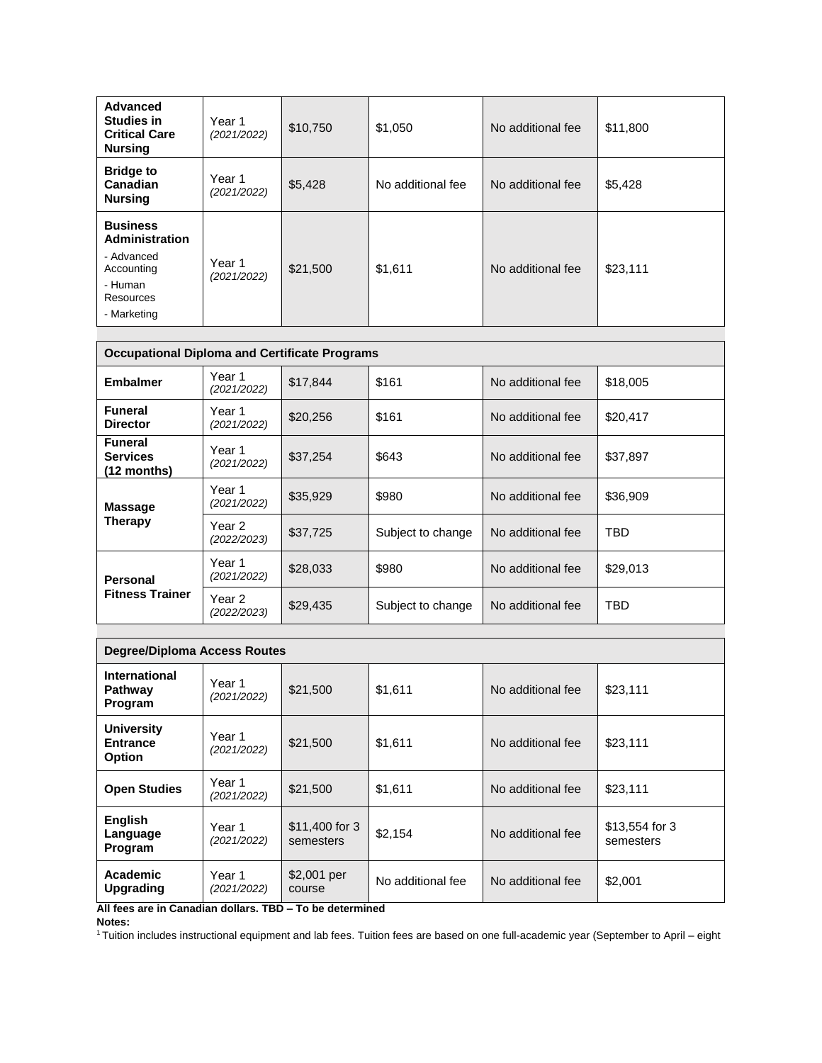| | | | | | |
|---|---|---|---|---|---|
| **Advanced Studies in Critical Care Nursing** | Year 1 *(2021/2022)* | $10,750 | $1,050 | No additional fee | $11,800 |
| **Bridge to Canadian Nursing** | Year 1 *(2021/2022)* | $5,428 | No additional fee | No additional fee | $5,428 |
| **Business Administration** - Advanced Accounting - Human Resources - Marketing | Year 1 *(2021/2022)* | $21,500 | $1,611 | No additional fee | $23,111 |
| **Occupational Diploma and Certificate Programs** | | | | | |
| **Embalmer** | Year 1 *(2021/2022)* | $17,844 | $161 | No additional fee | $18,005 |
| **Funeral Director** | Year 1 *(2021/2022)* | $20,256 | $161 | No additional fee | $20,417 |
| **Funeral Services (12 months)** | Year 1 *(2021/2022)* | $37,254 | $643 | No additional fee | $37,897 |
| **Massage Therapy** | Year 1 *(2021/2022)* | $35,929 | $980 | No additional fee | $36,909 |
| | Year 2 *(2022/2023)* | $37,725 | Subject to change | No additional fee | TBD |
| **Personal Fitness Trainer** | Year 1 *(2021/2022)* | $28,033 | $980 | No additional fee | $29,013 |
| | Year 2 *(2022/2023)* | $29,435 | Subject to change | No additional fee | TBD |
| **Degree/Diploma Access Routes** | | | | | |
| **International Pathway Program** | Year 1 *(2021/2022)* | $21,500 | $1,611 | No additional fee | $23,111 |
| **University Entrance Option** | Year 1 *(2021/2022)* | $21,500 | $1,611 | No additional fee | $23,111 |
| **Open Studies** | Year 1 *(2021/2022)* | $21,500 | $1,611 | No additional fee | $23,111 |
| **English Language Program** | Year 1 *(2021/2022)* | $11,400 for 3 semesters | $2,154 | No additional fee | $13,554 for 3 semesters |
| **Academic Upgrading** | Year 1 *(2021/2022)* | $2,001 per course | No additional fee | No additional fee | $2,001 |

**All fees are in Canadian dollars. TBD – To be determined**

**Notes:**

[1] Tuition includes instructional equipment and lab fees. Tuition fees are based on one full-academic year (September to April – eight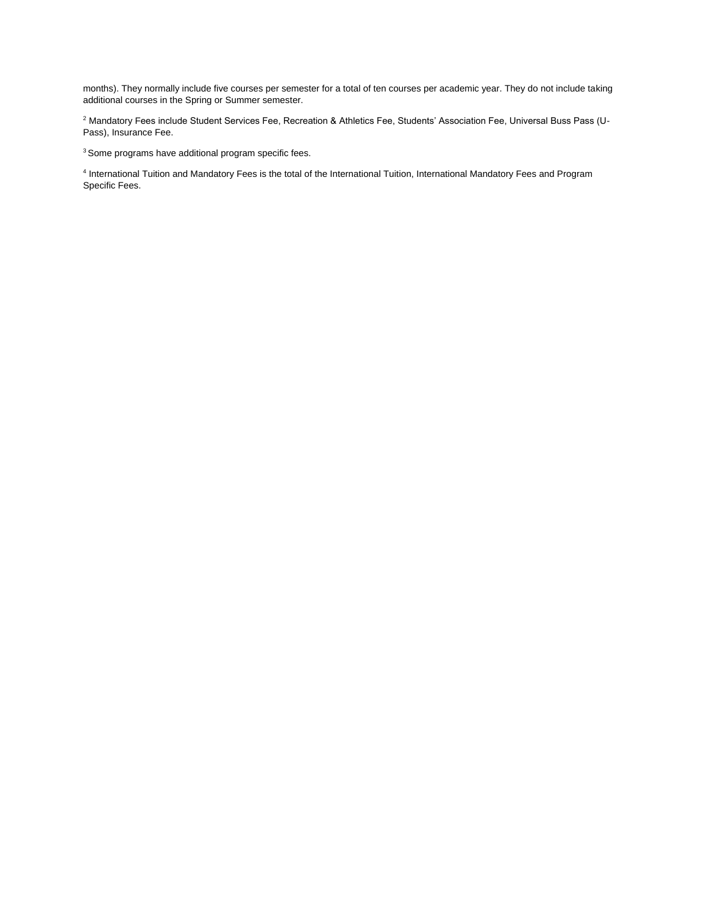months). They normally include five courses per semester for a total of ten courses per academic year. They do not include taking additional courses in the Spring or Summer semester.

[2] Mandatory Fees include Student Services Fee, Recreation & Athletics Fee, Students' Association Fee, Universal Buss Pass (U-Pass), Insurance Fee.

[3] Some programs have additional program specific fees.

[4] International Tuition and Mandatory Fees is the total of the International Tuition, International Mandatory Fees and Program Specific Fees.